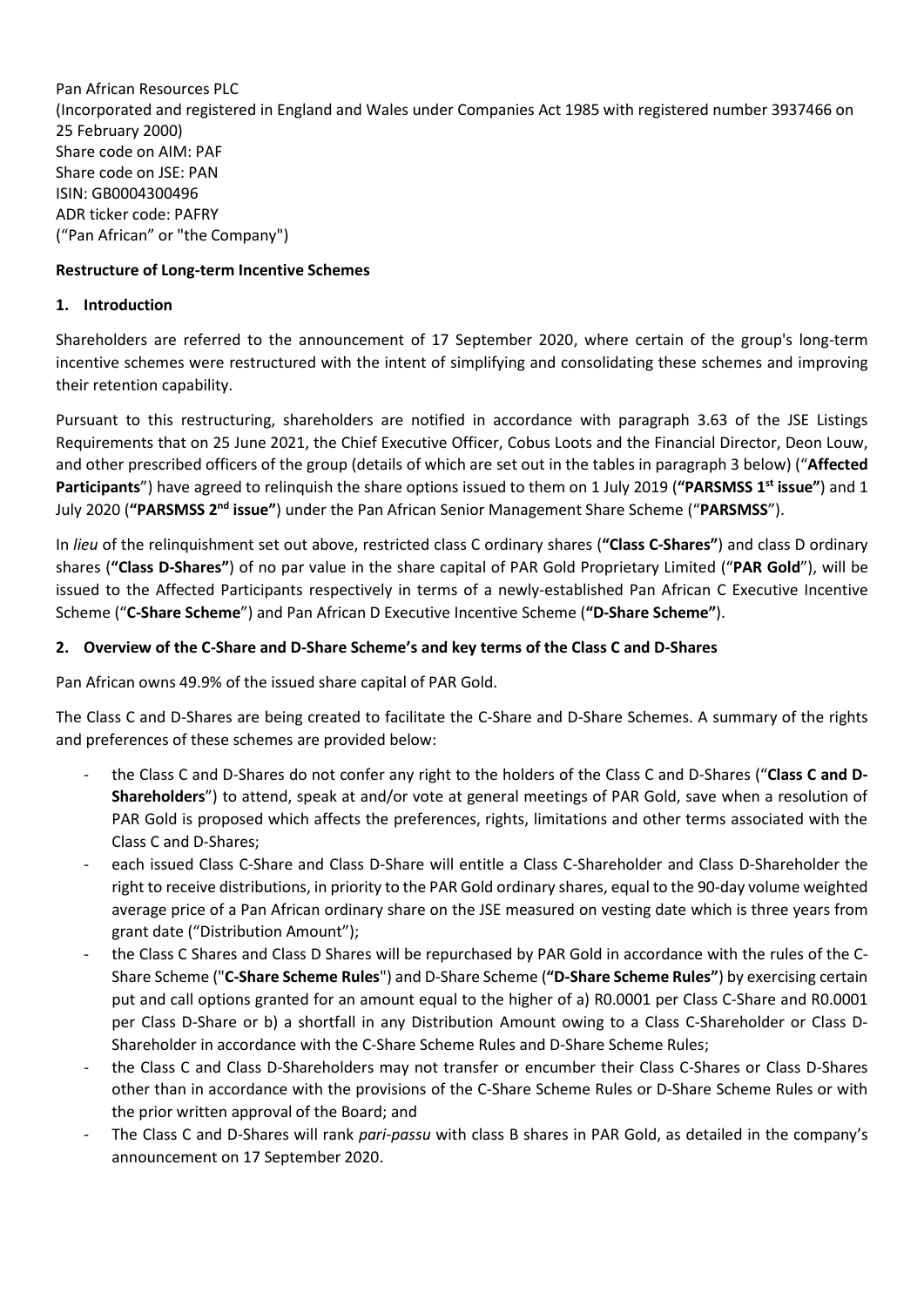Pan African Resources PLC
(Incorporated and registered in England and Wales under Companies Act 1985 with registered number 3937466 on 25 February 2000)
Share code on AIM: PAF
Share code on JSE: PAN
ISIN: GB0004300496
ADR ticker code: PAFRY
("Pan African" or "the Company")

**Restructure of Long-term Incentive Schemes**

**1. Introduction**

Shareholders are referred to the announcement of 17 September 2020, where certain of the group's long-term incentive schemes were restructured with the intent of simplifying and consolidating these schemes and improving their retention capability.

Pursuant to this restructuring, shareholders are notified in accordance with paragraph 3.63 of the JSE Listings Requirements that on 25 June 2021, the Chief Executive Officer, Cobus Loots and the Financial Director, Deon Louw, and other prescribed officers of the group (details of which are set out in the tables in paragraph 3 below) ("**Affected Participants**") have agreed to relinquish the share options issued to them on 1 July 2019 (**"PARSMSS 1st issue"**) and 1 July 2020 (**"PARSMSS 2nd issue"**) under the Pan African Senior Management Share Scheme ("**PARSMSS**").

In *lieu* of the relinquishment set out above, restricted class C ordinary shares (**"Class C-Shares"**) and class D ordinary shares (**"Class D-Shares"**) of no par value in the share capital of PAR Gold Proprietary Limited ("**PAR Gold**"), will be issued to the Affected Participants respectively in terms of a newly-established Pan African C Executive Incentive Scheme ("**C-Share Scheme**") and Pan African D Executive Incentive Scheme (**"D-Share Scheme"**).

**2. Overview of the C-Share and D-Share Scheme's and key terms of the Class C and D-Shares**

Pan African owns 49.9% of the issued share capital of PAR Gold.

The Class C and D-Shares are being created to facilitate the C-Share and D-Share Schemes. A summary of the rights and preferences of these schemes are provided below:

- the Class C and D-Shares do not confer any right to the holders of the Class C and D-Shares ("**Class C and D-Shareholders**") to attend, speak at and/or vote at general meetings of PAR Gold, save when a resolution of PAR Gold is proposed which affects the preferences, rights, limitations and other terms associated with the Class C and D-Shares;
- each issued Class C-Share and Class D-Share will entitle a Class C-Shareholder and Class D-Shareholder the right to receive distributions, in priority to the PAR Gold ordinary shares, equal to the 90-day volume weighted average price of a Pan African ordinary share on the JSE measured on vesting date which is three years from grant date ("Distribution Amount");
- the Class C Shares and Class D Shares will be repurchased by PAR Gold in accordance with the rules of the C-Share Scheme ("**C-Share Scheme Rules**") and D-Share Scheme (**"D-Share Scheme Rules"**) by exercising certain put and call options granted for an amount equal to the higher of a) R0.0001 per Class C-Share and R0.0001 per Class D-Share or b) a shortfall in any Distribution Amount owing to a Class C-Shareholder or Class D-Shareholder in accordance with the C-Share Scheme Rules and D-Share Scheme Rules;
- the Class C and Class D-Shareholders may not transfer or encumber their Class C-Shares or Class D-Shares other than in accordance with the provisions of the C-Share Scheme Rules or D-Share Scheme Rules or with the prior written approval of the Board; and
- The Class C and D-Shares will rank *pari-passu* with class B shares in PAR Gold, as detailed in the company's announcement on 17 September 2020.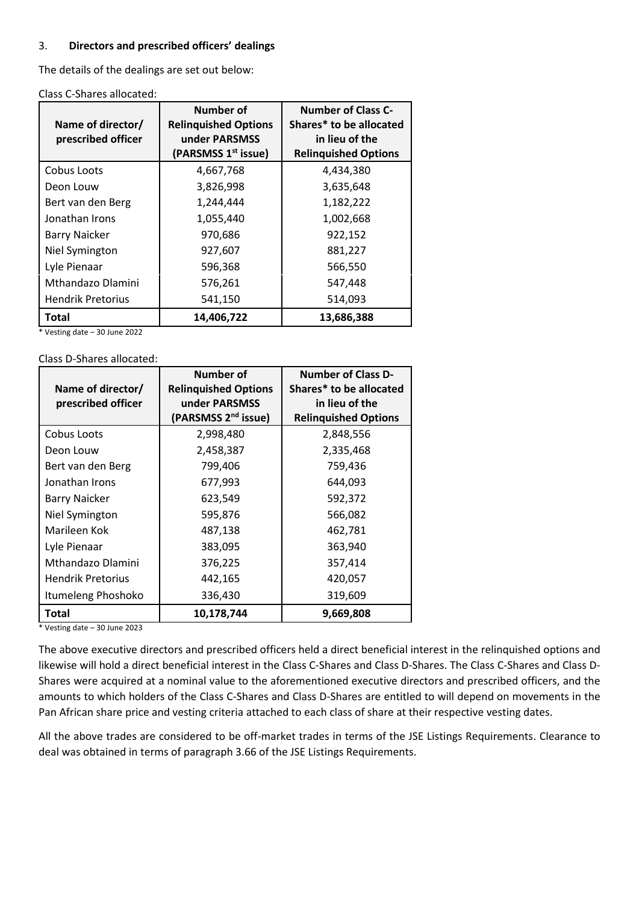3. **Directors and prescribed officers' dealings**

The details of the dealings are set out below:

Class C-Shares allocated:

| Name of director/ prescribed officer | Number of Relinquished Options under PARSMSS (PARSMSS 1st issue) | Number of Class C-Shares* to be allocated in lieu of the Relinquished Options |
|---|---|---|
| Cobus Loots | 4,667,768 | 4,434,380 |
| Deon Louw | 3,826,998 | 3,635,648 |
| Bert van den Berg | 1,244,444 | 1,182,222 |
| Jonathan Irons | 1,055,440 | 1,002,668 |
| Barry Naicker | 970,686 | 922,152 |
| Niel Symington | 927,607 | 881,227 |
| Lyle Pienaar | 596,368 | 566,550 |
| Mthandazo Dlamini | 576,261 | 547,448 |
| Hendrik Pretorius | 541,150 | 514,093 |
| **Total** | **14,406,722** | **13,686,388** |

* Vesting date – 30 June 2022

Class D-Shares allocated:

| Name of director/ prescribed officer | Number of Relinquished Options under PARSMSS (PARSMSS 2nd issue) | Number of Class D-Shares* to be allocated in lieu of the Relinquished Options |
|---|---|---|
| Cobus Loots | 2,998,480 | 2,848,556 |
| Deon Louw | 2,458,387 | 2,335,468 |
| Bert van den Berg | 799,406 | 759,436 |
| Jonathan Irons | 677,993 | 644,093 |
| Barry Naicker | 623,549 | 592,372 |
| Niel Symington | 595,876 | 566,082 |
| Marileen Kok | 487,138 | 462,781 |
| Lyle Pienaar | 383,095 | 363,940 |
| Mthandazo Dlamini | 376,225 | 357,414 |
| Hendrik Pretorius | 442,165 | 420,057 |
| Itumeleng Phoshoko | 336,430 | 319,609 |
| **Total** | **10,178,744** | **9,669,808** |

* Vesting date – 30 June 2023

The above executive directors and prescribed officers held a direct beneficial interest in the relinquished options and likewise will hold a direct beneficial interest in the Class C-Shares and Class D-Shares. The Class C-Shares and Class D-Shares were acquired at a nominal value to the aforementioned executive directors and prescribed officers, and the amounts to which holders of the Class C-Shares and Class D-Shares are entitled to will depend on movements in the Pan African share price and vesting criteria attached to each class of share at their respective vesting dates.

All the above trades are considered to be off-market trades in terms of the JSE Listings Requirements. Clearance to deal was obtained in terms of paragraph 3.66 of the JSE Listings Requirements.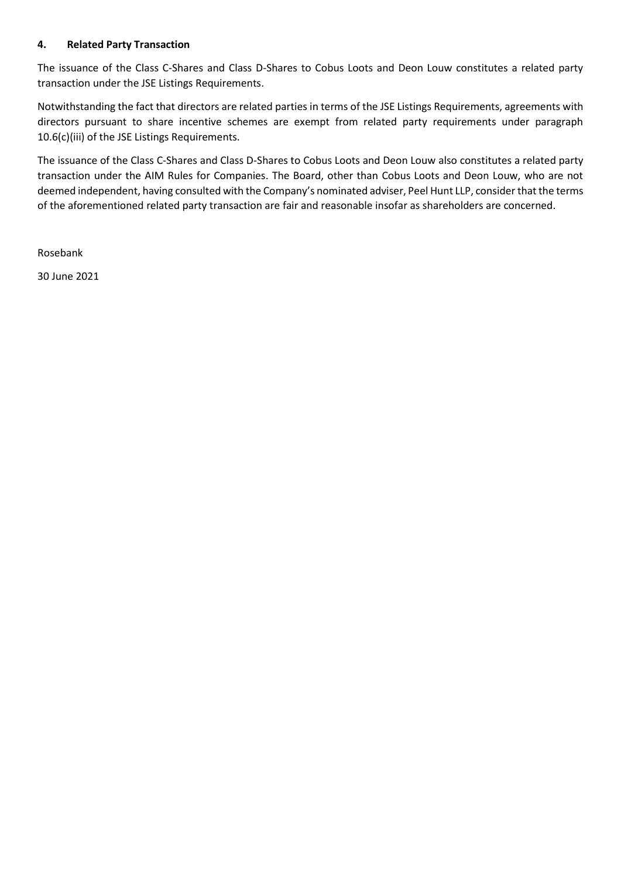## 4. Related Party Transaction

The issuance of the Class C-Shares and Class D-Shares to Cobus Loots and Deon Louw constitutes a related party transaction under the JSE Listings Requirements.

Notwithstanding the fact that directors are related parties in terms of the JSE Listings Requirements, agreements with directors pursuant to share incentive schemes are exempt from related party requirements under paragraph 10.6(c)(iii) of the JSE Listings Requirements.

The issuance of the Class C-Shares and Class D-Shares to Cobus Loots and Deon Louw also constitutes a related party transaction under the AIM Rules for Companies. The Board, other than Cobus Loots and Deon Louw, who are not deemed independent, having consulted with the Company's nominated adviser, Peel Hunt LLP, consider that the terms of the aforementioned related party transaction are fair and reasonable insofar as shareholders are concerned.

Rosebank

30 June 2021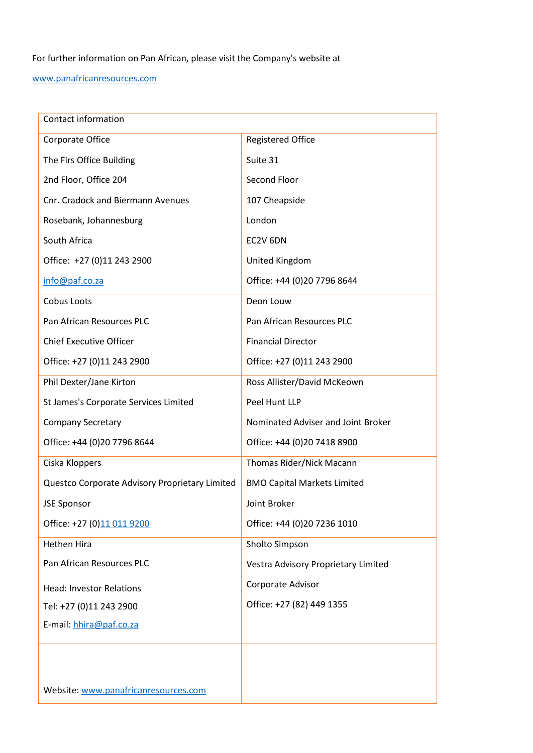For further information on Pan African, please visit the Company's website at

www.panafricanresources.com

| Contact information | |
|---|---|
| Corporate Office<br>The Firs Office Building<br>2nd Floor, Office 204<br>Cnr. Cradock and Biermann Avenues<br>Rosebank, Johannesburg<br>South Africa<br>Office: +27 (0)11 243 2900<br>info@paf.co.za | Registered Office<br>Suite 31<br>Second Floor<br>107 Cheapside<br>London<br>EC2V 6DN<br>United Kingdom<br>Office: +44 (0)20 7796 8644 |
| Cobus Loots<br>Pan African Resources PLC<br>Chief Executive Officer<br>Office: +27 (0)11 243 2900 | Deon Louw<br>Pan African Resources PLC<br>Financial Director<br>Office: +27 (0)11 243 2900 |
| Phil Dexter/Jane Kirton<br>St James's Corporate Services Limited<br>Company Secretary<br>Office: +44 (0)20 7796 8644 | Ross Allister/David McKeown<br>Peel Hunt LLP<br>Nominated Adviser and Joint Broker<br>Office: +44 (0)20 7418 8900 |
| Ciska Kloppers<br>Questco Corporate Advisory Proprietary Limited<br>JSE Sponsor<br>Office: +27 (0)11 011 9200 | Thomas Rider/Nick Macann<br>BMO Capital Markets Limited<br>Joint Broker<br>Office: +44 (0)20 7236 1010 |
| Hethen Hira<br>Pan African Resources PLC<br>Head: Investor Relations<br>Tel: +27 (0)11 243 2900<br>E-mail: hhira@paf.co.za | Sholto Simpson<br>Vestra Advisory Proprietary Limited<br>Corporate Advisor<br>Office: +27 (82) 449 1355 |
| Website: www.panafricanresources.com | |